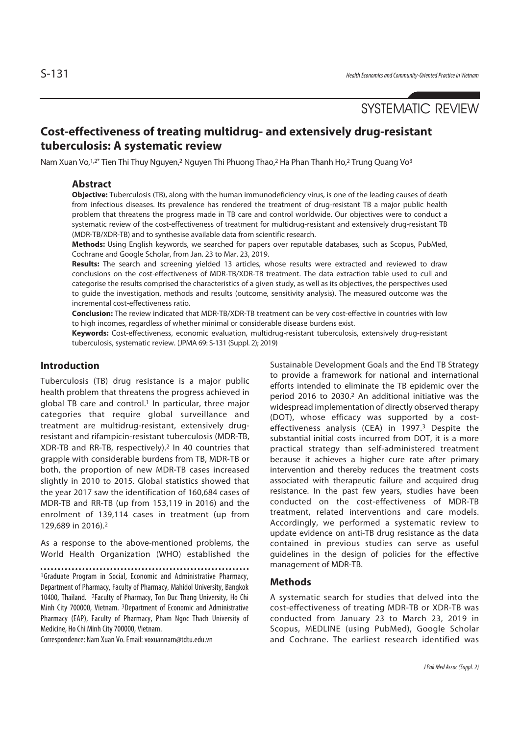SYSTEMATIC REVIEW

# Cost-effectiveness of treating multidrug- and extensively drug-resistant tuberculosis: A systematic review

Nam Xuan Vo,[1,2*] Tien Thi Thuy Nguyen,[2] Nguyen Thi Phuong Thao,[2] Ha Phan Thanh Ho,[2] Trung Quang Vo[3]

## Abstract

**Objective:** Tuberculosis (TB), along with the human immunodeficiency virus, is one of the leading causes of death from infectious diseases. Its prevalence has rendered the treatment of drug-resistant TB a major public health problem that threatens the progress made in TB care and control worldwide. Our objectives were to conduct a systematic review of the cost-effectiveness of treatment for multidrug-resistant and extensively drug-resistant TB (MDR-TB/XDR-TB) and to synthesise available data from scientific research.

**Methods:** Using English keywords, we searched for papers over reputable databases, such as Scopus, PubMed, Cochrane and Google Scholar, from Jan. 23 to Mar. 23, 2019.

**Results:** The search and screening yielded 13 articles, whose results were extracted and reviewed to draw conclusions on the cost-effectiveness of MDR-TB/XDR-TB treatment. The data extraction table used to cull and categorise the results comprised the characteristics of a given study, as well as its objectives, the perspectives used to guide the investigation, methods and results (outcome, sensitivity analysis). The measured outcome was the incremental cost-effectiveness ratio.

**Conclusion:** The review indicated that MDR-TB/XDR-TB treatment can be very cost-effective in countries with low to high incomes, regardless of whether minimal or considerable disease burdens exist.

**Keywords:** Cost-effectiveness, economic evaluation, multidrug-resistant tuberculosis, extensively drug-resistant tuberculosis, systematic review. (JPMA 69: S-131 (Suppl. 2); 2019)

## Introduction

Tuberculosis (TB) drug resistance is a major public health problem that threatens the progress achieved in global TB care and control.[1] In particular, three major categories that require global surveillance and treatment are multidrug-resistant, extensively drug-resistant and rifampicin-resistant tuberculosis (MDR-TB, XDR-TB and RR-TB, respectively).[2] In 40 countries that grapple with considerable burdens from TB, MDR-TB or both, the proportion of new MDR-TB cases increased slightly in 2010 to 2015. Global statistics showed that the year 2017 saw the identification of 160,684 cases of MDR-TB and RR-TB (up from 153,119 in 2016) and the enrolment of 139,114 cases in treatment (up from 129,689 in 2016).[2]

As a response to the above-mentioned problems, the World Health Organization (WHO) established the Sustainable Development Goals and the End TB Strategy to provide a framework for national and international efforts intended to eliminate the TB epidemic over the period 2016 to 2030.[2] An additional initiative was the widespread implementation of directly observed therapy (DOT), whose efficacy was supported by a cost-effectiveness analysis (CEA) in 1997.[3] Despite the substantial initial costs incurred from DOT, it is a more practical strategy than self-administered treatment because it achieves a higher cure rate after primary intervention and thereby reduces the treatment costs associated with therapeutic failure and acquired drug resistance. In the past few years, studies have been conducted on the cost-effectiveness of MDR-TB treatment, related interventions and care models. Accordingly, we performed a systematic review to update evidence on anti-TB drug resistance as the data contained in previous studies can serve as useful guidelines in the design of policies for the effective management of MDR-TB.

## Methods

A systematic search for studies that delved into the cost-effectiveness of treating MDR-TB or XDR-TB was conducted from January 23 to March 23, 2019 in Scopus, MEDLINE (using PubMed), Google Scholar and Cochrane. The earliest research identified was

[1]Graduate Program in Social, Economic and Administrative Pharmacy, Department of Pharmacy, Faculty of Pharmacy, Mahidol University, Bangkok 10400, Thailand. [2]Faculty of Pharmacy, Ton Duc Thang University, Ho Chi Minh City 700000, Vietnam. [3]Department of Economic and Administrative Pharmacy (EAP), Faculty of Pharmacy, Pham Ngoc Thach University of Medicine, Ho Chi Minh City 700000, Vietnam.

Correspondence: Nam Xuan Vo. Email: voxuannam@tdtu.edu.vn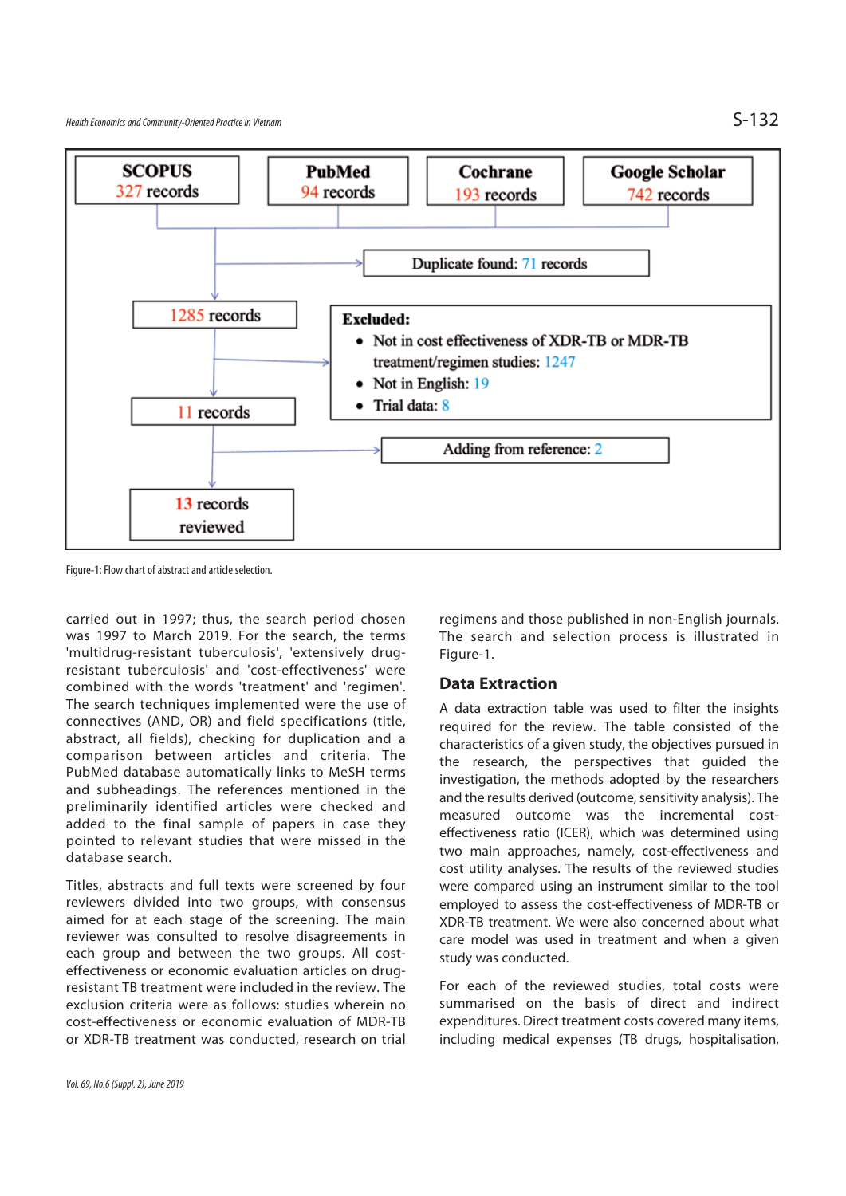SCOPUS 327 records | PubMed 94 records | Cochrane 193 records | Google Scholar 742 records

Duplicate found: 71 records

1285 records

**Excluded:**

- Not in cost effectiveness of XDR-TB or MDR-TB treatment/regimen studies: 1247
- Not in English: 19
- Trial data: 8

11 records

Adding from reference: 2

13 records reviewed

Figure-1: Flow chart of abstract and article selection.

carried out in 1997; thus, the search period chosen was 1997 to March 2019. For the search, the terms 'multidrug-resistant tuberculosis', 'extensively drug-resistant tuberculosis' and 'cost-effectiveness' were combined with the words 'treatment' and 'regimen'. The search techniques implemented were the use of connectives (AND, OR) and field specifications (title, abstract, all fields), checking for duplication and a comparison between articles and criteria. The PubMed database automatically links to MeSH terms and subheadings. The references mentioned in the preliminarily identified articles were checked and added to the final sample of papers in case they pointed to relevant studies that were missed in the database search.

Titles, abstracts and full texts were screened by four reviewers divided into two groups, with consensus aimed for at each stage of the screening. The main reviewer was consulted to resolve disagreements in each group and between the two groups. All cost-effectiveness or economic evaluation articles on drug-resistant TB treatment were included in the review. The exclusion criteria were as follows: studies wherein no cost-effectiveness or economic evaluation of MDR-TB or XDR-TB treatment was conducted, research on trial regimens and those published in non-English journals. The search and selection process is illustrated in Figure-1.

## Data Extraction

A data extraction table was used to filter the insights required for the review. The table consisted of the characteristics of a given study, the objectives pursued in the research, the perspectives that guided the investigation, the methods adopted by the researchers and the results derived (outcome, sensitivity analysis). The measured outcome was the incremental cost-effectiveness ratio (ICER), which was determined using two main approaches, namely, cost-effectiveness and cost utility analyses. The results of the reviewed studies were compared using an instrument similar to the tool employed to assess the cost-effectiveness of MDR-TB or XDR-TB treatment. We were also concerned about what care model was used in treatment and when a given study was conducted.

For each of the reviewed studies, total costs were summarised on the basis of direct and indirect expenditures. Direct treatment costs covered many items, including medical expenses (TB drugs, hospitalisation,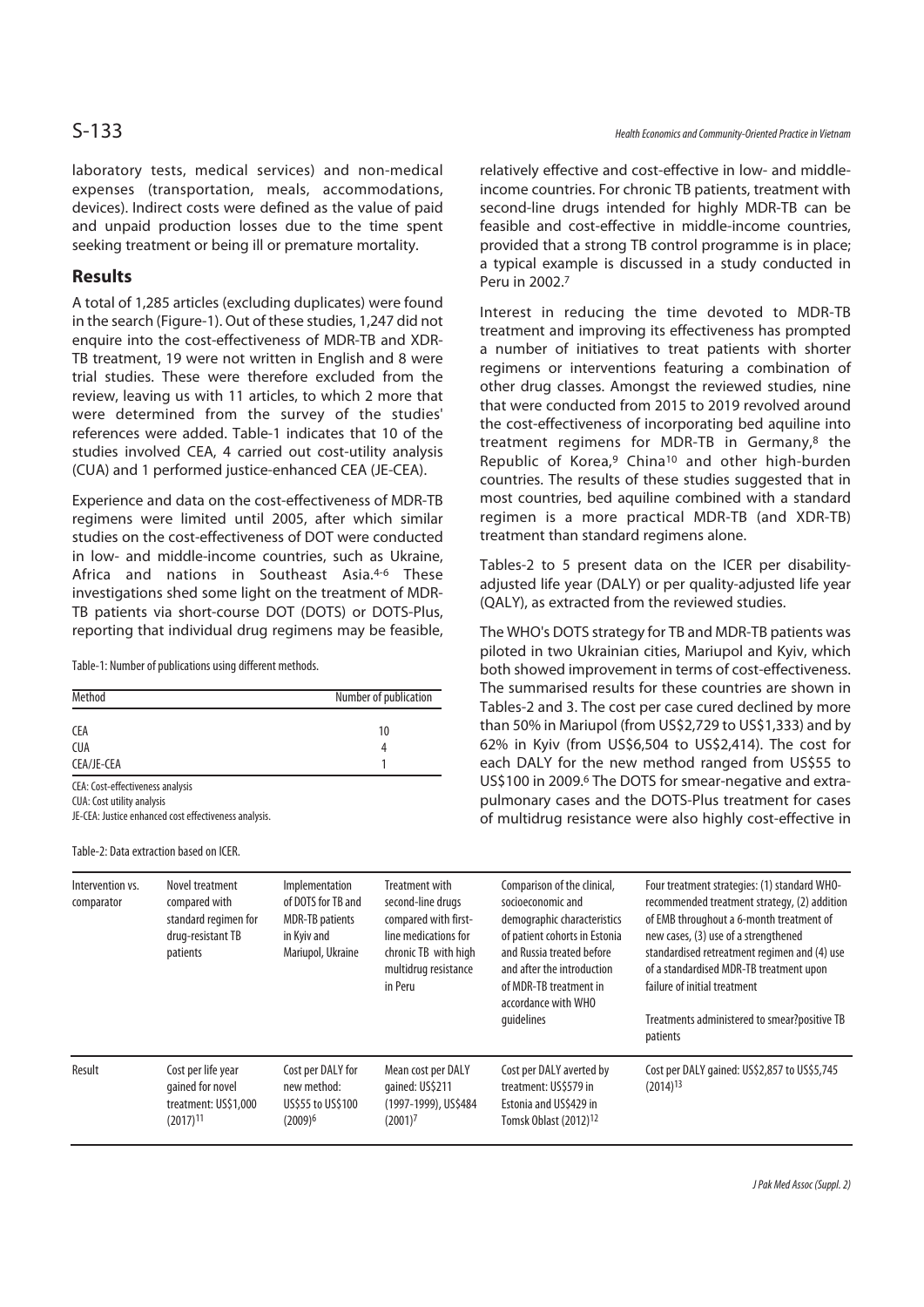laboratory tests, medical services) and non-medical expenses (transportation, meals, accommodations, devices). Indirect costs were defined as the value of paid and unpaid production losses due to the time spent seeking treatment or being ill or premature mortality.

## Results

A total of 1,285 articles (excluding duplicates) were found in the search (Figure-1). Out of these studies, 1,247 did not enquire into the cost-effectiveness of MDR-TB and XDR-TB treatment, 19 were not written in English and 8 were trial studies. These were therefore excluded from the review, leaving us with 11 articles, to which 2 more that were determined from the survey of the studies' references were added. Table-1 indicates that 10 of the studies involved CEA, 4 carried out cost-utility analysis (CUA) and 1 performed justice-enhanced CEA (JE-CEA).

Experience and data on the cost-effectiveness of MDR-TB regimens were limited until 2005, after which similar studies on the cost-effectiveness of DOT were conducted in low- and middle-income countries, such as Ukraine, Africa and nations in Southeast Asia.[4-6] These investigations shed some light on the treatment of MDR-TB patients via short-course DOT (DOTS) or DOTS-Plus, reporting that individual drug regimens may be feasible, relatively effective and cost-effective in low- and middle-income countries. For chronic TB patients, treatment with second-line drugs intended for highly MDR-TB can be feasible and cost-effective in middle-income countries, provided that a strong TB control programme is in place; a typical example is discussed in a study conducted in Peru in 2002.[7]

Table-1: Number of publications using different methods.

| Method | Number of publication |
|---|---|
| CEA | 10 |
| CUA | 4 |
| CEA/JE-CEA | 1 |

CEA: Cost-effectiveness analysis
CUA: Cost utility analysis
JE-CEA: Justice enhanced cost effectiveness analysis.

Interest in reducing the time devoted to MDR-TB treatment and improving its effectiveness has prompted a number of initiatives to treat patients with shorter regimens or interventions featuring a combination of other drug classes. Amongst the reviewed studies, nine that were conducted from 2015 to 2019 revolved around the cost-effectiveness of incorporating bed aquiline into treatment regimens for MDR-TB in Germany,[8] the Republic of Korea,[9] China[10] and other high-burden countries. The results of these studies suggested that in most countries, bed aquiline combined with a standard regimen is a more practical MDR-TB (and XDR-TB) treatment than standard regimens alone.

Tables-2 to 5 present data on the ICER per disability-adjusted life year (DALY) or per quality-adjusted life year (QALY), as extracted from the reviewed studies.

The WHO's DOTS strategy for TB and MDR-TB patients was piloted in two Ukrainian cities, Mariupol and Kyiv, which both showed improvement in terms of cost-effectiveness. The summarised results for these countries are shown in Tables-2 and 3. The cost per case cured declined by more than 50% in Mariupol (from US$2,729 to US$1,333) and by 62% in Kyiv (from US$6,504 to US$2,414). The cost for each DALY for the new method ranged from US$55 to US$100 in 2009.[6] The DOTS for smear-negative and extra-pulmonary cases and the DOTS-Plus treatment for cases of multidrug resistance were also highly cost-effective in

Table-2: Data extraction based on ICER.

| Intervention vs. comparator | Novel treatment compared with standard regimen for drug-resistant TB patients | Implementation of DOTS for TB and MDR-TB patients in Kyiv and Mariupol, Ukraine | Treatment with second-line drugs compared with first-line medications for chronic TB with high multidrug resistance in Peru | Comparison of the clinical, socioeconomic and demographic characteristics of patient cohorts in Estonia and Russia treated before and after the introduction of MDR-TB treatment in accordance with WHO guidelines | Four treatment strategies: (1) standard WHO-recommended treatment strategy, (2) addition of EMB throughout a 6-month treatment of new cases, (3) use of a strengthened standardised retreatment regimen and (4) use of a standardised MDR-TB treatment upon failure of initial treatment<br><br>Treatments administered to smear?positive TB patients |
|---|---|---|---|---|---|
| Result | Cost per life year gained for novel treatment: US$1,000 (2017)[11] | Cost per DALY for new method: US$55 to US$100 (2009)[6] | Mean cost per DALY gained: US$211 (1997-1999), US$484 (2001)[7] | Cost per DALY averted by treatment: US$579 in Estonia and US$429 in Tomsk Oblast (2012)[12] | Cost per DALY gained: US$2,857 to US$5,745 (2014)[13] |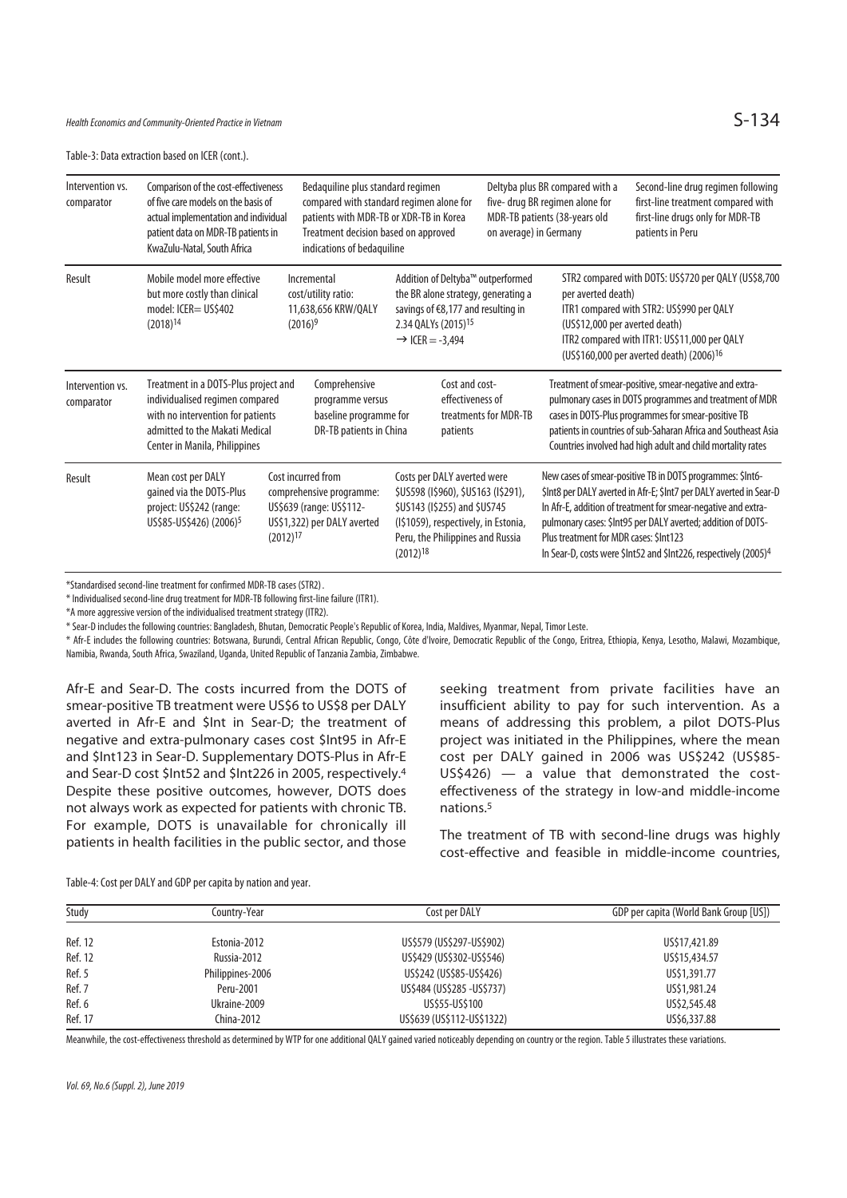Table-3: Data extraction based on ICER (cont.).

| Intervention vs. comparator | Comparison of the cost-effectiveness of five care models on the basis of actual implementation and individual patient data on MDR-TB patients in KwaZulu-Natal, South Africa | Bedaquiline plus standard regimen compared with standard regimen alone for patients with MDR-TB or XDR-TB in Korea Treatment decision based on approved indications of bedaquiline | Deltyba plus BR compared with a five- drug BR regimen alone for MDR-TB patients (38-years old on average) in Germany | Second-line drug regimen following first-line treatment compared with first-line drugs only for MDR-TB patients in Peru |
|---|---|---|---|---|
| Result | Mobile model more effective but more costly than clinical model: ICER= US$402 (2018)[14] | Incremental cost/utility ratio: 11,638,656 KRW/QALY (2016)[9] | Addition of Deltyba™ outperformed the BR alone strategy, generating a savings of €8,177 and resulting in 2.34 QALYs (2015)[15] → ICER = -3,494 | STR2 compared with DOTS: US$720 per QALY (US$8,700 per averted death) ITR1 compared with STR2: US$990 per QALY (US$12,000 per averted death) ITR2 compared with ITR1: US$11,000 per QALY (US$160,000 per averted death) (2006)[16] |
| Intervention vs. comparator | Treatment in a DOTS-Plus project and individualised regimen compared with no intervention for patients admitted to the Makati Medical Center in Manila, Philippines | Comprehensive programme versus baseline programme for DR-TB patients in China | Cost and cost-effectiveness of treatments for MDR-TB patients | Treatment of smear-positive, smear-negative and extra-pulmonary cases in DOTS programmes and treatment of MDR cases in DOTS-Plus programmes for smear-positive TB patients in countries of sub-Saharan Africa and Southeast Asia Countries involved had high adult and child mortality rates |
| Result | Mean cost per DALY gained via the DOTS-Plus project: US$242 (range: US$85-US$426) (2006)[5] | Cost incurred from comprehensive programme: US$639 (range: US$112-US$1,322) per DALY averted (2012)[17] | Costs per DALY averted were $US598 (I$960), $US163 (I$291), $US143 (I$255) and $US745 (I$1059), respectively, in Estonia, Peru, the Philippines and Russia (2012)[18] | New cases of smear-positive TB in DOTS programmes: $Int6-$Int8 per DALY averted in Afr-E; $Int7 per DALY averted in Sear-D In Afr-E, addition of treatment for smear-negative and extra-pulmonary cases: $Int95 per DALY averted; addition of DOTS-Plus treatment for MDR cases: $Int123 In Sear-D, costs were $Int52 and $Int226, respectively (2005)[4] |

*Standardised second-line treatment for confirmed MDR-TB cases (STR2).

* Individualised second-line drug treatment for MDR-TB following first-line failure (ITR1).

*A more aggressive version of the individualised treatment strategy (ITR2).

* Sear-D includes the following countries: Bangladesh, Bhutan, Democratic People's Republic of Korea, India, Maldives, Myanmar, Nepal, Timor Leste.

* Afr-E includes the following countries: Botswana, Burundi, Central African Republic, Congo, Côte d'Ivoire, Democratic Republic of the Congo, Eritrea, Ethiopia, Kenya, Lesotho, Malawi, Mozambique, Namibia, Rwanda, South Africa, Swaziland, Uganda, United Republic of Tanzania Zambia, Zimbabwe.

Afr-E and Sear-D. The costs incurred from the DOTS of smear-positive TB treatment were US$6 to US$8 per DALY averted in Afr-E and $Int in Sear-D; the treatment of negative and extra-pulmonary cases cost $Int95 in Afr-E and $Int123 in Sear-D. Supplementary DOTS-Plus in Afr-E and Sear-D cost $Int52 and $Int226 in 2005, respectively.[4] Despite these positive outcomes, however, DOTS does not always work as expected for patients with chronic TB. For example, DOTS is unavailable for chronically ill patients in health facilities in the public sector, and those seeking treatment from private facilities have an insufficient ability to pay for such intervention. As a means of addressing this problem, a pilot DOTS-Plus project was initiated in the Philippines, where the mean cost per DALY gained in 2006 was US$242 (US$85-US$426) — a value that demonstrated the cost-effectiveness of the strategy in low-and middle-income nations.[5]

The treatment of TB with second-line drugs was highly cost-effective and feasible in middle-income countries,

Table-4: Cost per DALY and GDP per capita by nation and year.

| Study | Country-Year | Cost per DALY | GDP per capita (World Bank Group [US]) |
|---|---|---|---|
| Ref. 12 | Estonia-2012 | US$579 (US$297-US$902) | US$17,421.89 |
| Ref. 12 | Russia-2012 | US$429 (US$302-US$546) | US$15,434.57 |
| Ref. 5 | Philippines-2006 | US$242 (US$85-US$426) | US$1,391.77 |
| Ref. 7 | Peru-2001 | US$484 (US$285 -US$737) | US$1,981.24 |
| Ref. 6 | Ukraine-2009 | US$55-US$100 | US$2,545.48 |
| Ref. 17 | China-2012 | US$639 (US$112-US$1322) | US$6,337.88 |

Meanwhile, the cost-effectiveness threshold as determined by WTP for one additional QALY gained varied noticeably depending on country or the region. Table 5 illustrates these variations.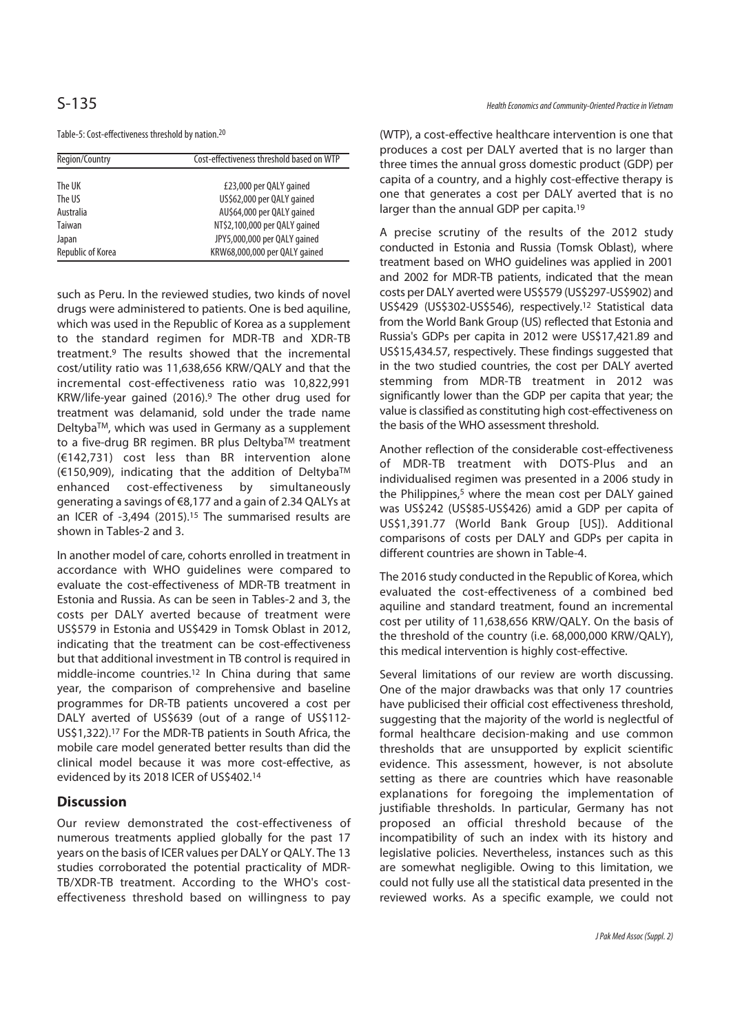Table-5: Cost-effectiveness threshold by nation.[20]

| Region/Country | Cost-effectiveness threshold based on WTP |
|---|---|
| The UK | £23,000 per QALY gained |
| The US | US$62,000 per QALY gained |
| Australia | AU$64,000 per QALY gained |
| Taiwan | NT$2,100,000 per QALY gained |
| Japan | JPY5,000,000 per QALY gained |
| Republic of Korea | KRW68,000,000 per QALY gained |

such as Peru. In the reviewed studies, two kinds of novel drugs were administered to patients. One is bed aquiline, which was used in the Republic of Korea as a supplement to the standard regimen for MDR-TB and XDR-TB treatment.[9] The results showed that the incremental cost/utility ratio was 11,638,656 KRW/QALY and that the incremental cost-effectiveness ratio was 10,822,991 KRW/life-year gained (2016).[9] The other drug used for treatment was delamanid, sold under the trade name Deltyba™, which was used in Germany as a supplement to a five-drug BR regimen. BR plus Deltyba™ treatment (€142,731) cost less than BR intervention alone (€150,909), indicating that the addition of Deltyba™ enhanced cost-effectiveness by simultaneously generating a savings of €8,177 and a gain of 2.34 QALYs at an ICER of -3,494 (2015).[15] The summarised results are shown in Tables-2 and 3.

In another model of care, cohorts enrolled in treatment in accordance with WHO guidelines were compared to evaluate the cost-effectiveness of MDR-TB treatment in Estonia and Russia. As can be seen in Tables-2 and 3, the costs per DALY averted because of treatment were US$579 in Estonia and US$429 in Tomsk Oblast in 2012, indicating that the treatment can be cost-effectiveness but that additional investment in TB control is required in middle-income countries.[12] In China during that same year, the comparison of comprehensive and baseline programmes for DR-TB patients uncovered a cost per DALY averted of US$639 (out of a range of US$112-US$1,322).[17] For the MDR-TB patients in South Africa, the mobile care model generated better results than did the clinical model because it was more cost-effective, as evidenced by its 2018 ICER of US$402.[14]

## Discussion

Our review demonstrated the cost-effectiveness of numerous treatments applied globally for the past 17 years on the basis of ICER values per DALY or QALY. The 13 studies corroborated the potential practicality of MDR-TB/XDR-TB treatment. According to the WHO's cost-effectiveness threshold based on willingness to pay (WTP), a cost-effective healthcare intervention is one that produces a cost per DALY averted that is no larger than three times the annual gross domestic product (GDP) per capita of a country, and a highly cost-effective therapy is one that generates a cost per DALY averted that is no larger than the annual GDP per capita.[19]

A precise scrutiny of the results of the 2012 study conducted in Estonia and Russia (Tomsk Oblast), where treatment based on WHO guidelines was applied in 2001 and 2002 for MDR-TB patients, indicated that the mean costs per DALY averted were US$579 (US$297-US$902) and US$429 (US$302-US$546), respectively.[12] Statistical data from the World Bank Group (US) reflected that Estonia and Russia's GDPs per capita in 2012 were US$17,421.89 and US$15,434.57, respectively. These findings suggested that in the two studied countries, the cost per DALY averted stemming from MDR-TB treatment in 2012 was significantly lower than the GDP per capita that year; the value is classified as constituting high cost-effectiveness on the basis of the WHO assessment threshold.

Another reflection of the considerable cost-effectiveness of MDR-TB treatment with DOTS-Plus and an individualised regimen was presented in a 2006 study in the Philippines,[5] where the mean cost per DALY gained was US$242 (US$85-US$426) amid a GDP per capita of US$1,391.77 (World Bank Group [US]). Additional comparisons of costs per DALY and GDPs per capita in different countries are shown in Table-4.

The 2016 study conducted in the Republic of Korea, which evaluated the cost-effectiveness of a combined bed aquiline and standard treatment, found an incremental cost per utility of 11,638,656 KRW/QALY. On the basis of the threshold of the country (i.e. 68,000,000 KRW/QALY), this medical intervention is highly cost-effective.

Several limitations of our review are worth discussing. One of the major drawbacks was that only 17 countries have publicised their official cost effectiveness threshold, suggesting that the majority of the world is neglectful of formal healthcare decision-making and use common thresholds that are unsupported by explicit scientific evidence. This assessment, however, is not absolute setting as there are countries which have reasonable explanations for foregoing the implementation of justifiable thresholds. In particular, Germany has not proposed an official threshold because of the incompatibility of such an index with its history and legislative policies. Nevertheless, instances such as this are somewhat negligible. Owing to this limitation, we could not fully use all the statistical data presented in the reviewed works. As a specific example, we could not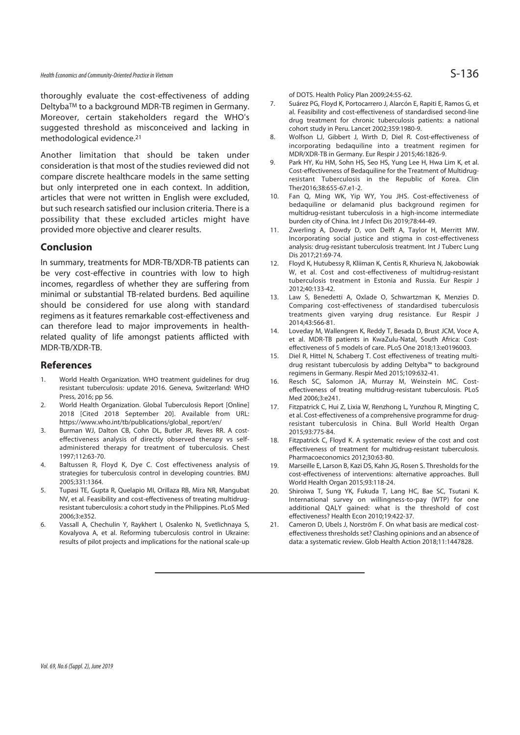thoroughly evaluate the cost-effectiveness of adding Deltyba™ to a background MDR-TB regimen in Germany. Moreover, certain stakeholders regard the WHO's suggested threshold as misconceived and lacking in methodological evidence.[21]

Another limitation that should be taken under consideration is that most of the studies reviewed did not compare discrete healthcare models in the same setting but only interpreted one in each context. In addition, articles that were not written in English were excluded, but such research satisfied our inclusion criteria. There is a possibility that these excluded articles might have provided more objective and clearer results.

## Conclusion

In summary, treatments for MDR-TB/XDR-TB patients can be very cost-effective in countries with low to high incomes, regardless of whether they are suffering from minimal or substantial TB-related burdens. Bed aquiline should be considered for use along with standard regimens as it features remarkable cost-effectiveness and can therefore lead to major improvements in health-related quality of life amongst patients afflicted with MDR-TB/XDR-TB.

## References

1. World Health Organization. WHO treatment guidelines for drug resistant tuberculosis: update 2016. Geneva, Switzerland: WHO Press, 2016; pp 56.
2. World Health Organization. Global Tuberculosis Report [Online] 2018 [Cited 2018 September 20]. Available from URL: https://www.who.int/tb/publications/global_report/en/
3. Burman WJ, Dalton CB, Cohn DL, Butler JR, Reves RR. A cost-effectiveness analysis of directly observed therapy vs self-administered therapy for treatment of tuberculosis. Chest 1997;112:63-70.
4. Baltussen R, Floyd K, Dye C. Cost effectiveness analysis of strategies for tuberculosis control in developing countries. BMJ 2005;331:1364.
5. Tupasi TE, Gupta R, Quelapio MI, Orillaza RB, Mira NR, Mangubat NV, et al. Feasibility and cost-effectiveness of treating multidrug-resistant tuberculosis: a cohort study in the Philippines. PLoS Med 2006;3:e352.
6. Vassall A, Chechulin Y, Raykhert I, Osalenko N, Svetlichnaya S, Kovalyova A, et al. Reforming tuberculosis control in Ukraine: results of pilot projects and implications for the national scale-up of DOTS. Health Policy Plan 2009;24:55-62.
7. Suárez PG, Floyd K, Portocarrero J, Alarcón E, Rapiti E, Ramos G, et al. Feasibility and cost-effectiveness of standardised second-line drug treatment for chronic tuberculosis patients: a national cohort study in Peru. Lancet 2002;359:1980-9.
8. Wolfson LJ, Gibbert J, Wirth D, Diel R. Cost-effectiveness of incorporating bedaquiline into a treatment regimen for MDR/XDR-TB in Germany. Eur Respir J 2015;46:1826-9.
9. Park HY, Ku HM, Sohn HS, Seo HS, Yung Lee H, Hwa Lim K, et al. Cost-effectiveness of Bedaquiline for the Treatment of Multidrug-resistant Tuberculosis in the Republic of Korea. Clin Ther2016;38:655-67.e1-2.
10. Fan Q, Ming WK, Yip WY, You JHS. Cost-effectiveness of bedaquiline or delamanid plus background regimen for multidrug-resistant tuberculosis in a high-income intermediate burden city of China. Int J Infect Dis 2019;78:44-49.
11. Zwerling A, Dowdy D, von Delft A, Taylor H, Merritt MW. Incorporating social justice and stigma in cost-effectiveness analysis: drug-resistant tuberculosis treatment. Int J Tuberc Lung Dis 2017;21:69-74.
12. Floyd K, Hutubessy R, Kliiman K, Centis R, Khurieva N, Jakobowiak W, et al. Cost and cost-effectiveness of multidrug-resistant tuberculosis treatment in Estonia and Russia. Eur Respir J 2012;40:133-42.
13. Law S, Benedetti A, Oxlade O, Schwartzman K, Menzies D. Comparing cost-effectiveness of standardised tuberculosis treatments given varying drug resistance. Eur Respir J 2014;43:566-81.
14. Loveday M, Wallengren K, Reddy T, Besada D, Brust JCM, Voce A, et al. MDR-TB patients in KwaZulu-Natal, South Africa: Cost-effectiveness of 5 models of care. PLoS One 2018;13:e0196003.
15. Diel R, Hittel N, Schaberg T. Cost effectiveness of treating multi-drug resistant tuberculosis by adding Deltyba™ to background regimens in Germany. Respir Med 2015;109:632-41.
16. Resch SC, Salomon JA, Murray M, Weinstein MC. Cost-effectiveness of treating multidrug-resistant tuberculosis. PLoS Med 2006;3:e241.
17. Fitzpatrick C, Hui Z, Lixia W, Renzhong L, Yunzhou R, Mingting C, et al. Cost-effectiveness of a comprehensive programme for drug-resistant tuberculosis in China. Bull World Health Organ 2015;93:775-84.
18. Fitzpatrick C, Floyd K. A systematic review of the cost and cost effectiveness of treatment for multidrug-resistant tuberculosis. Pharmacoeconomics 2012;30:63-80.
19. Marseille E, Larson B, Kazi DS, Kahn JG, Rosen S. Thresholds for the cost-effectiveness of interventions: alternative approaches. Bull World Health Organ 2015;93:118-24.
20. Shiroiwa T, Sung YK, Fukuda T, Lang HC, Bae SC, Tsutani K. International survey on willingness-to-pay (WTP) for one additional QALY gained: what is the threshold of cost effectiveness? Health Econ 2010;19:422-37.
21. Cameron D, Ubels J, Norström F. On what basis are medical cost-effectiveness thresholds set? Clashing opinions and an absence of data: a systematic review. Glob Health Action 2018;11:1447828.